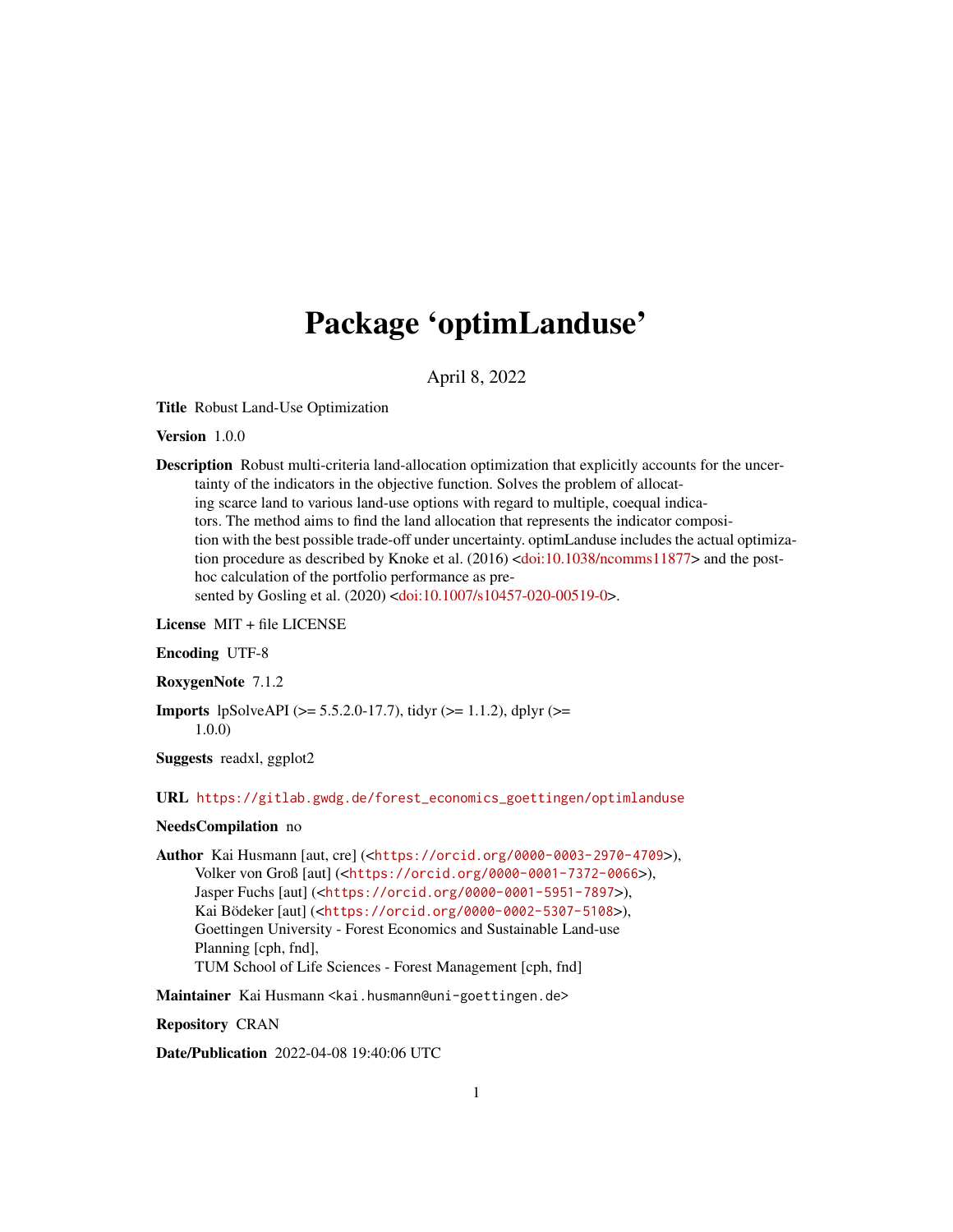# Package 'optimLanduse'

April 8, 2022

**Title** Robust Land-Use Optimization

**Version** 1.0.0

**Description** Robust multi-criteria land-allocation optimization that explicitly accounts for the uncertainty of the indicators in the objective function. Solves the problem of allocating scarce land to various land-use options with regard to multiple, coequal indicators. The method aims to find the land allocation that represents the indicator composition with the best possible trade-off under uncertainty. optimLanduse includes the actual optimization procedure as described by Knoke et al. (2016) <doi:10.1038/ncomms11877> and the post-hoc calculation of the portfolio performance as presented by Gosling et al. (2020) <doi:10.1007/s10457-020-00519-0>.

**License** MIT + file LICENSE

**Encoding** UTF-8

**RoxygenNote** 7.1.2

**Imports** lpSolveAPI (>= 5.5.2.0-17.7), tidyr (>= 1.1.2), dplyr (>= 1.0.0)

**Suggests** readxl, ggplot2

**URL** https://gitlab.gwdg.de/forest_economics_goettingen/optimlanduse

**NeedsCompilation** no

**Author** Kai Husmann [aut, cre] (<https://orcid.org/0000-0003-2970-4709>), Volker von Groß [aut] (<https://orcid.org/0000-0001-7372-0066>), Jasper Fuchs [aut] (<https://orcid.org/0000-0001-5951-7897>), Kai Bödeker [aut] (<https://orcid.org/0000-0002-5307-5108>), Goettingen University - Forest Economics and Sustainable Land-use Planning [cph, fnd], TUM School of Life Sciences - Forest Management [cph, fnd]

**Maintainer** Kai Husmann <kai.husmann@uni-goettingen.de>

**Repository** CRAN

**Date/Publication** 2022-04-08 19:40:06 UTC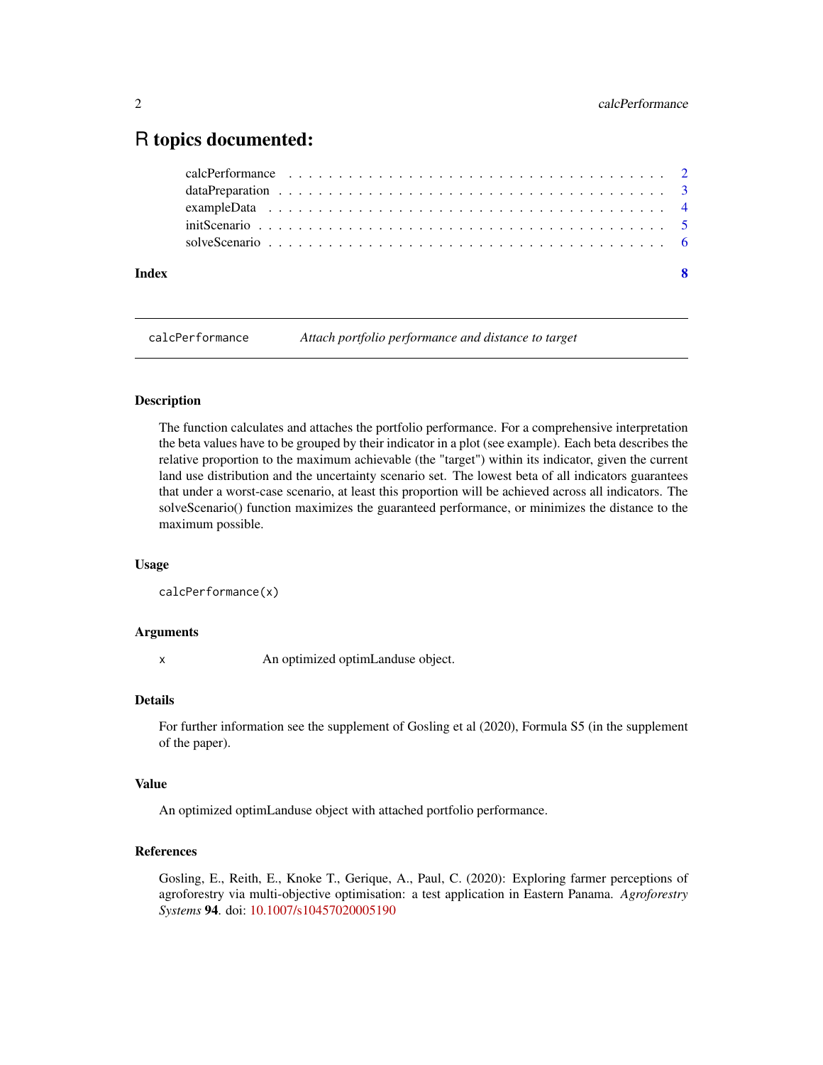# R topics documented:

- calcPerformance . . . . . . . . . . . . . . . . . . . . . . . . . . . . . . . . . . . . 2
- dataPreparation . . . . . . . . . . . . . . . . . . . . . . . . . . . . . . . . . . . . 3
- exampleData . . . . . . . . . . . . . . . . . . . . . . . . . . . . . . . . . . . . 4
- initScenario . . . . . . . . . . . . . . . . . . . . . . . . . . . . . . . . . . . . 5
- solveScenario . . . . . . . . . . . . . . . . . . . . . . . . . . . . . . . . . . . . 6

**Index** **8**

---

## calcPerformance — *Attach portfolio performance and distance to target*

### Description

The function calculates and attaches the portfolio performance. For a comprehensive interpretation the beta values have to be grouped by their indicator in a plot (see example). Each beta describes the relative proportion to the maximum achievable (the "target") within its indicator, given the current land use distribution and the uncertainty scenario set. The lowest beta of all indicators guarantees that under a worst-case scenario, at least this proportion will be achieved across all indicators. The solveScenario() function maximizes the guaranteed performance, or minimizes the distance to the maximum possible.

### Usage

```
calcPerformance(x)
```

### Arguments

| | |
|---|---|
| x | An optimized optimLanduse object. |

### Details

For further information see the supplement of Gosling et al (2020), Formula S5 (in the supplement of the paper).

### Value

An optimized optimLanduse object with attached portfolio performance.

### References

Gosling, E., Reith, E., Knoke T., Gerique, A., Paul, C. (2020): Exploring farmer perceptions of agroforestry via multi-objective optimisation: a test application in Eastern Panama. *Agroforestry Systems* **94**. doi: 10.1007/s10457020005190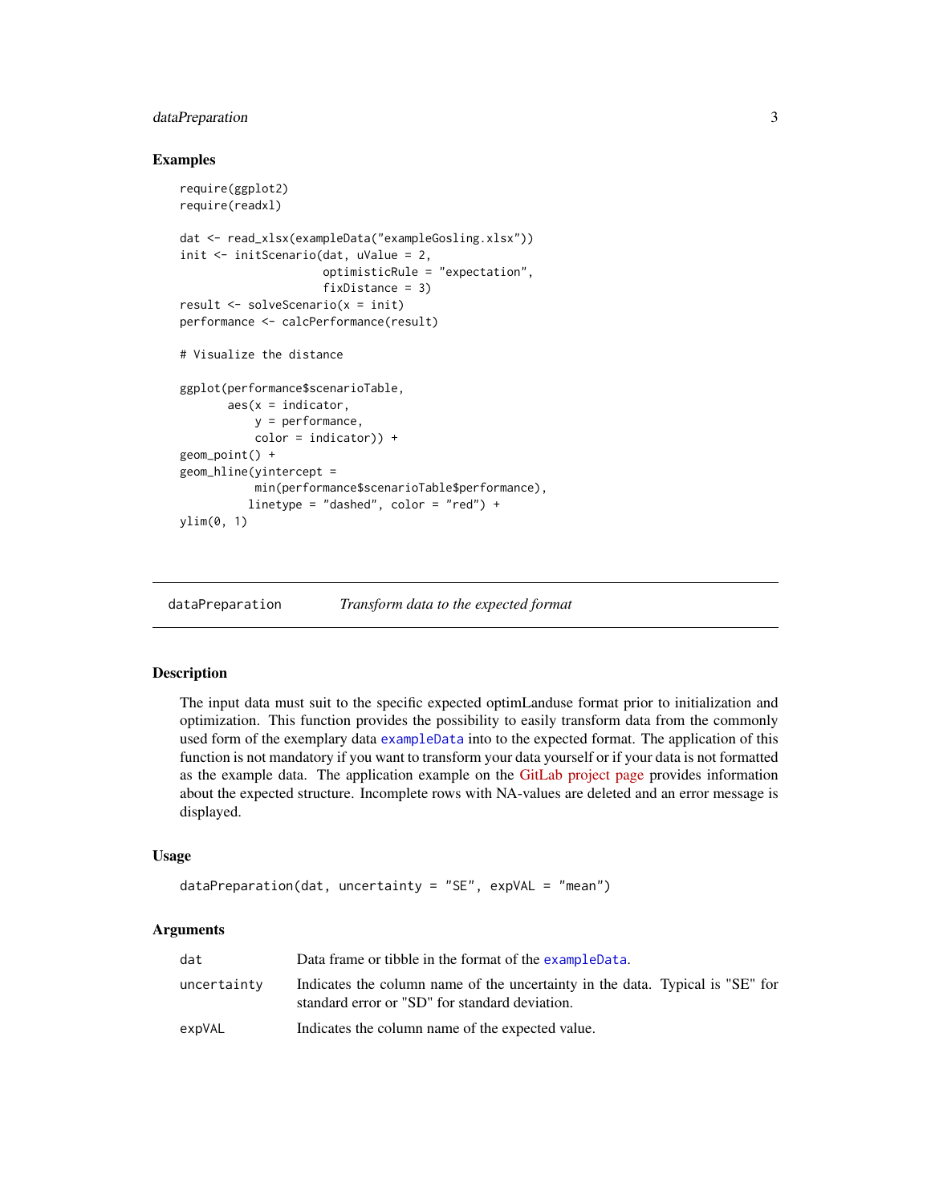## Examples

```
require(ggplot2)
require(readxl)

dat <- read_xlsx(exampleData("exampleGosling.xlsx"))
init <- initScenario(dat, uValue = 2,
                     optimisticRule = "expectation",
                     fixDistance = 3)
result <- solveScenario(x = init)
performance <- calcPerformance(result)

# Visualize the distance

ggplot(performance$scenarioTable,
       aes(x = indicator,
           y = performance,
           color = indicator)) +
geom_point() +
geom_hline(yintercept =
           min(performance$scenarioTable$performance),
          linetype = "dashed", color = "red") +
ylim(0, 1)
```

---

# dataPreparation — *Transform data to the expected format*

## Description

The input data must suit to the specific expected optimLanduse format prior to initialization and optimization. This function provides the possibility to easily transform data from the commonly used form of the exemplary data `exampleData` into to the expected format. The application of this function is not mandatory if you want to transform your data yourself or if your data is not formatted as the example data. The application example on the GitLab project page provides information about the expected structure. Incomplete rows with NA-values are deleted and an error message is displayed.

## Usage

```
dataPreparation(dat, uncertainty = "SE", expVAL = "mean")
```

## Arguments

| | |
|---|---|
| `dat` | Data frame or tibble in the format of the `exampleData`. |
| `uncertainty` | Indicates the column name of the uncertainty in the data. Typical is "SE" for standard error or "SD" for standard deviation. |
| `expVAL` | Indicates the column name of the expected value. |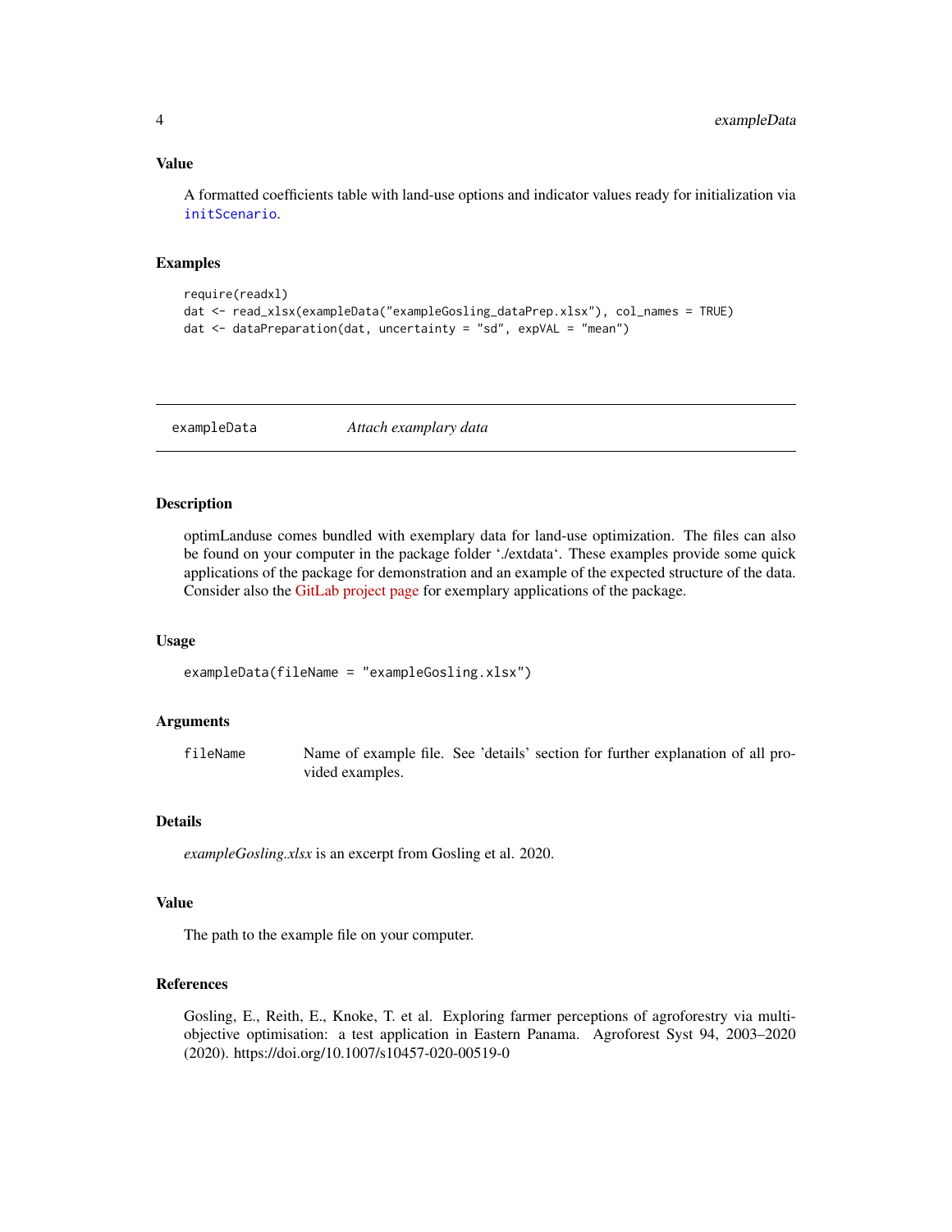### Value

A formatted coefficients table with land-use options and indicator values ready for initialization via initScenario.

### Examples

```
require(readxl)
dat <- read_xlsx(exampleData("exampleGosling_dataPrep.xlsx"), col_names = TRUE)
dat <- dataPreparation(dat, uncertainty = "sd", expVAL = "mean")
```

---

## exampleData *Attach examplary data*

### Description

optimLanduse comes bundled with exemplary data for land-use optimization. The files can also be found on your computer in the package folder './extdata'. These examples provide some quick applications of the package for demonstration and an example of the expected structure of the data. Consider also the GitLab project page for exemplary applications of the package.

### Usage

```
exampleData(fileName = "exampleGosling.xlsx")
```

### Arguments

| | |
|---|---|
| fileName | Name of example file. See 'details' section for further explanation of all provided examples. |

### Details

*exampleGosling.xlsx* is an excerpt from Gosling et al. 2020.

### Value

The path to the example file on your computer.

### References

Gosling, E., Reith, E., Knoke, T. et al. Exploring farmer perceptions of agroforestry via multi-objective optimisation: a test application in Eastern Panama. Agroforest Syst 94, 2003–2020 (2020). https://doi.org/10.1007/s10457-020-00519-0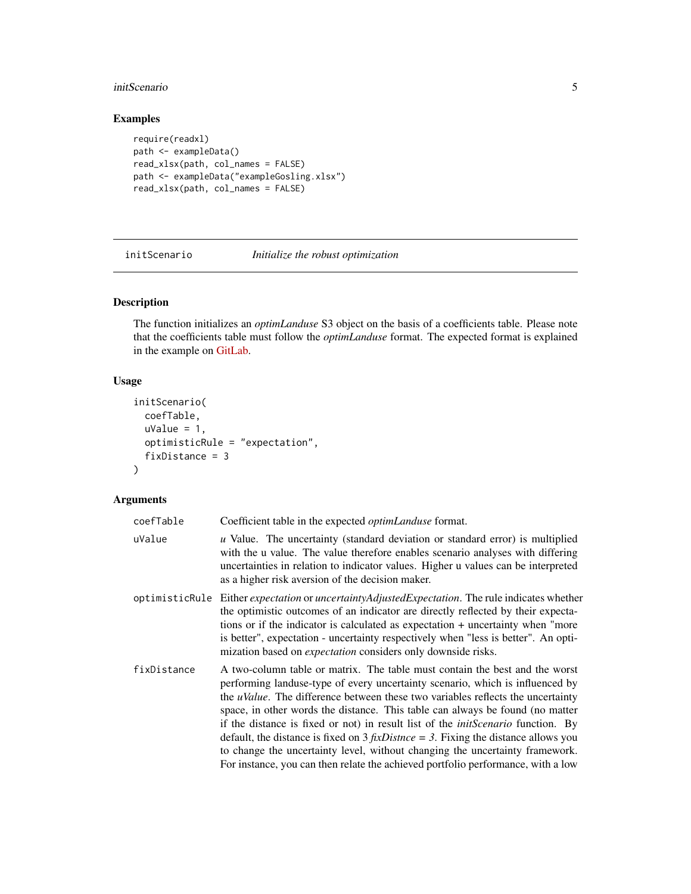### Examples

```
require(readxl)
path <- exampleData()
read_xlsx(path, col_names = FALSE)
path <- exampleData("exampleGosling.xlsx")
read_xlsx(path, col_names = FALSE)
```

## initScenario    *Initialize the robust optimization*

### Description

The function initializes an *optimLanduse* S3 object on the basis of a coefficients table. Please note that the coefficients table must follow the *optimLanduse* format. The expected format is explained in the example on GitLab.

### Usage

```
initScenario(
  coefTable,
  uValue = 1,
  optimisticRule = "expectation",
  fixDistance = 3
)
```

### Arguments

| | |
|---|---|
| coefTable | Coefficient table in the expected *optimLanduse* format. |
| uValue | *u* Value. The uncertainty (standard deviation or standard error) is multiplied with the u value. The value therefore enables scenario analyses with differing uncertainties in relation to indicator values. Higher u values can be interpreted as a higher risk aversion of the decision maker. |
| optimisticRule | Either *expectation* or *uncertaintyAdjustedExpectation*. The rule indicates whether the optimistic outcomes of an indicator are directly reflected by their expectations or if the indicator is calculated as expectation + uncertainty when "more is better", expectation - uncertainty respectively when "less is better". An optimization based on *expectation* considers only downside risks. |
| fixDistance | A two-column table or matrix. The table must contain the best and the worst performing landuse-type of every uncertainty scenario, which is influenced by the *uValue*. The difference between these two variables reflects the uncertainty space, in other words the distance. This table can always be found (no matter if the distance is fixed or not) in result list of the *initScenario* function. By default, the distance is fixed on 3 *fixDistnce = 3*. Fixing the distance allows you to change the uncertainty level, without changing the uncertainty framework. For instance, you can then relate the achieved portfolio performance, with a low |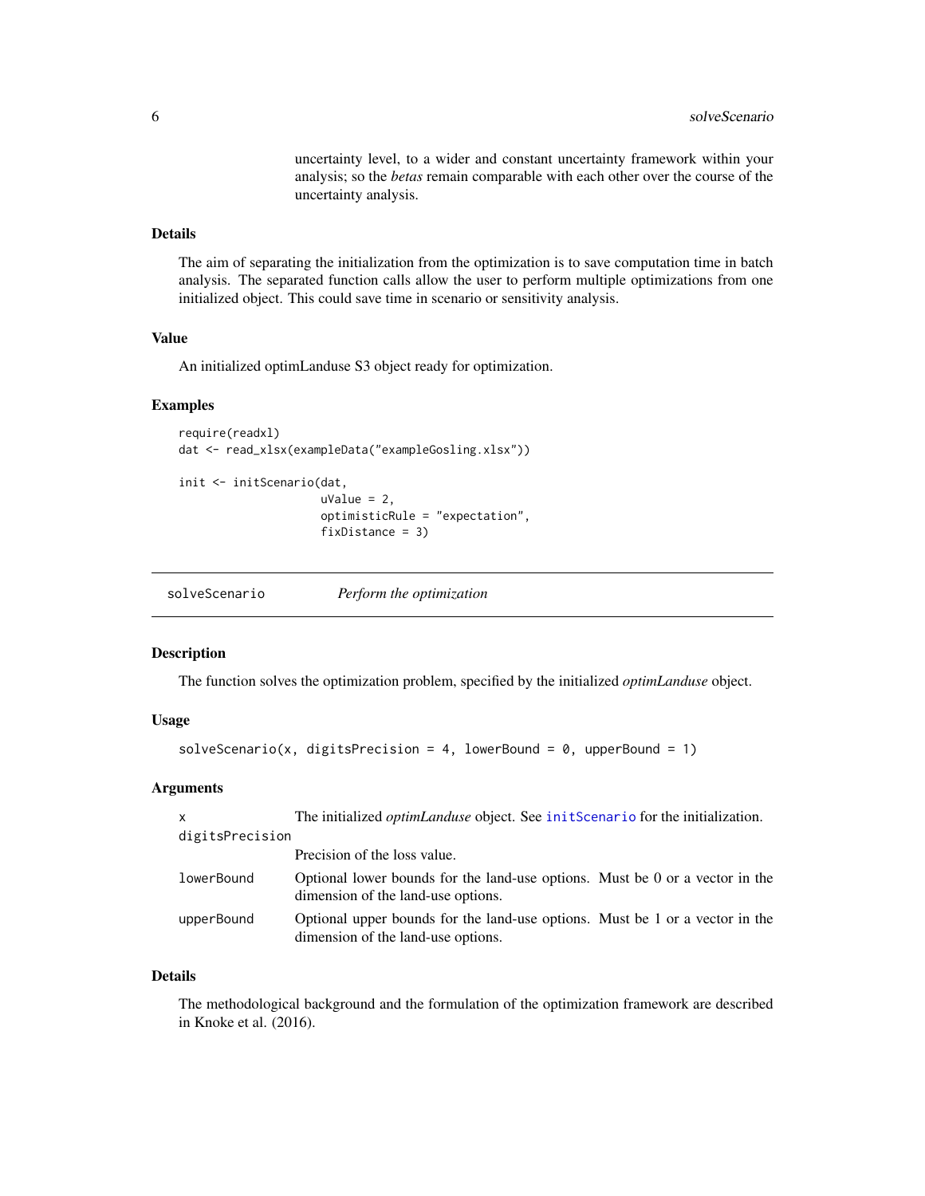uncertainty level, to a wider and constant uncertainty framework within your analysis; so the *betas* remain comparable with each other over the course of the uncertainty analysis.

### Details

The aim of separating the initialization from the optimization is to save computation time in batch analysis. The separated function calls allow the user to perform multiple optimizations from one initialized object. This could save time in scenario or sensitivity analysis.

### Value

An initialized optimLanduse S3 object ready for optimization.

### Examples

```
require(readxl)
dat <- read_xlsx(exampleData("exampleGosling.xlsx"))

init <- initScenario(dat,
                     uValue = 2,
                     optimisticRule = "expectation",
                     fixDistance = 3)
```

---

## solveScenario — *Perform the optimization*

---

### Description

The function solves the optimization problem, specified by the initialized *optimLanduse* object.

### Usage

```
solveScenario(x, digitsPrecision = 4, lowerBound = 0, upperBound = 1)
```

### Arguments

| | |
|---|---|
| x | The initialized *optimLanduse* object. See initScenario for the initialization. |
| digitsPrecision | Precision of the loss value. |
| lowerBound | Optional lower bounds for the land-use options. Must be 0 or a vector in the dimension of the land-use options. |
| upperBound | Optional upper bounds for the land-use options. Must be 1 or a vector in the dimension of the land-use options. |

### Details

The methodological background and the formulation of the optimization framework are described in Knoke et al. (2016).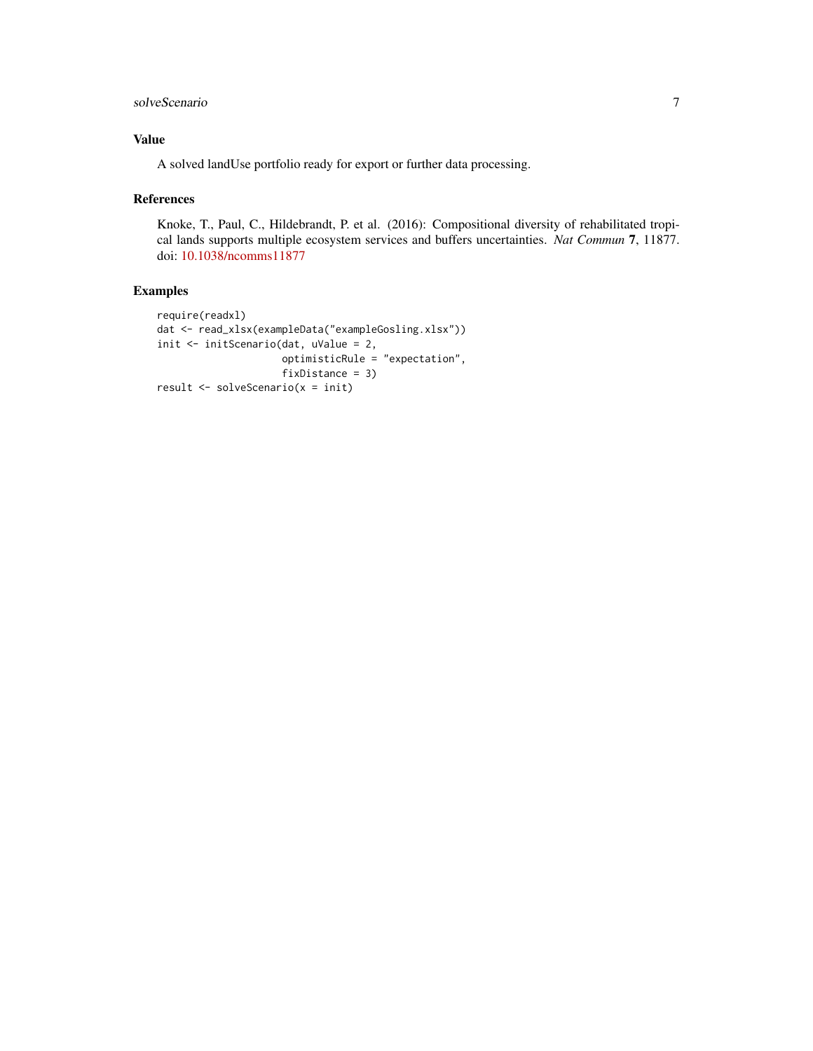## Value

A solved landUse portfolio ready for export or further data processing.

## References

Knoke, T., Paul, C., Hildebrandt, P. et al. (2016): Compositional diversity of rehabilitated tropical lands supports multiple ecosystem services and buffers uncertainties. *Nat Commun* **7**, 11877. doi: 10.1038/ncomms11877

## Examples

```
require(readxl)
dat <- read_xlsx(exampleData("exampleGosling.xlsx"))
init <- initScenario(dat, uValue = 2,
                     optimisticRule = "expectation",
                     fixDistance = 3)
result <- solveScenario(x = init)
```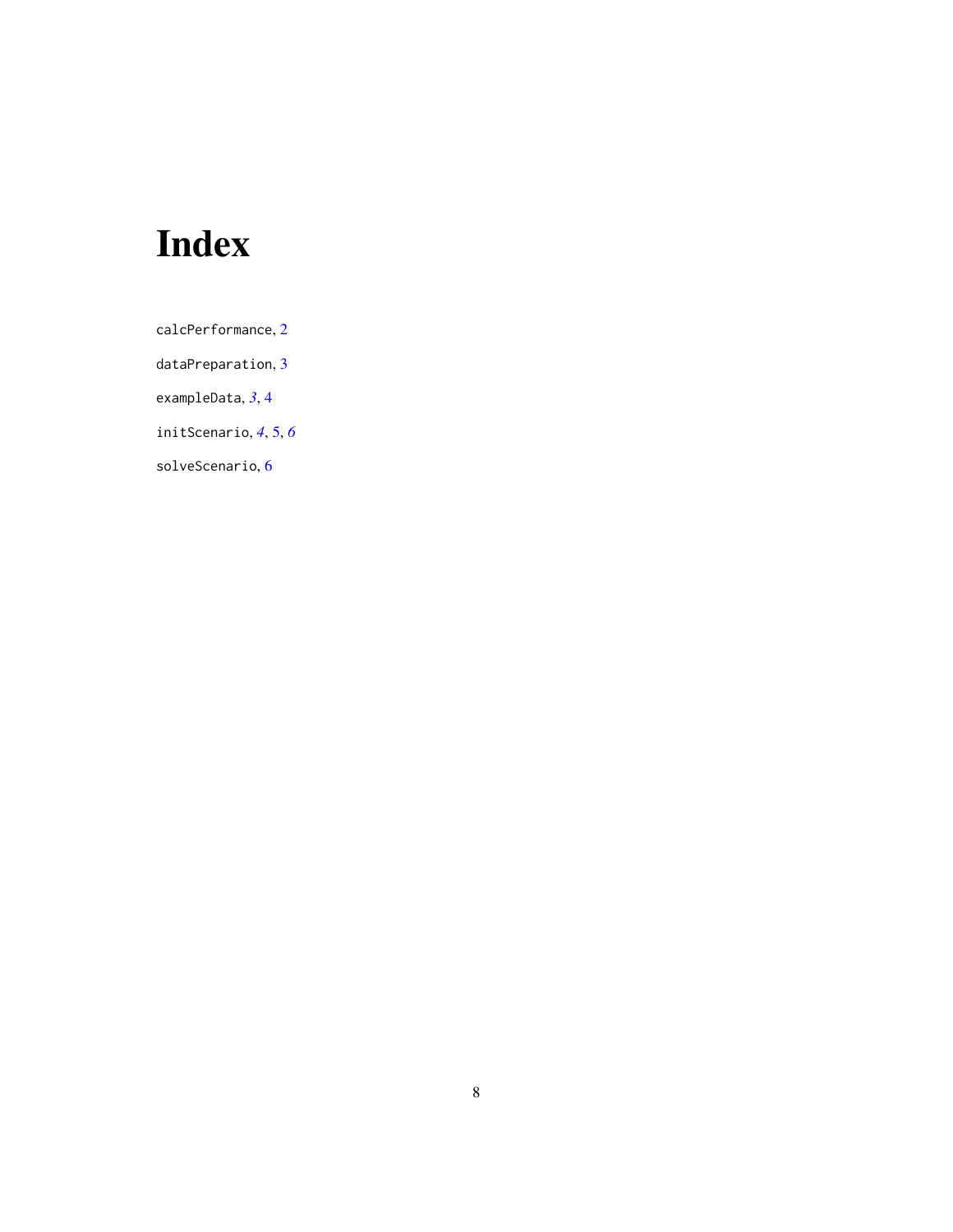# Index

`calcPerformance`, 2

`dataPreparation`, 3

`exampleData`, *3*, 4

`initScenario`, *4*, 5, *6*

`solveScenario`, 6